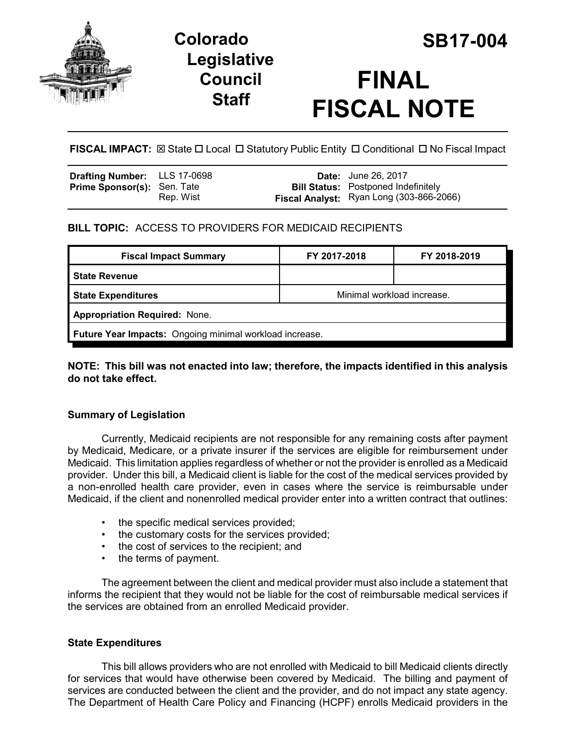# Colorado Legislative Council Staff

# SB17-004

# FINAL FISCAL NOTE

**FISCAL IMPACT:** ☒ State ☐ Local ☐ Statutory Public Entity ☐ Conditional ☐ No Fiscal Impact

| | | | |
|---|---|---|---|
| **Drafting Number:** | LLS 17-0698 | **Date:** | June 26, 2017 |
| **Prime Sponsor(s):** | Sen. Tate<br>Rep. Wist | **Bill Status:** | Postponed Indefinitely |
| | | **Fiscal Analyst:** | Ryan Long (303-866-2066) |

**BILL TOPIC:** ACCESS TO PROVIDERS FOR MEDICAID RECIPIENTS

| Fiscal Impact Summary | FY 2017-2018 | FY 2018-2019 |
|---|---|---|
| **State Revenue** | | |
| **State Expenditures** | Minimal workload increase. | |
| **Appropriation Required:** None. | | |
| **Future Year Impacts:** Ongoing minimal workload increase. | | |

**NOTE: This bill was not enacted into law; therefore, the impacts identified in this analysis do not take effect.**

### Summary of Legislation

Currently, Medicaid recipients are not responsible for any remaining costs after payment by Medicaid, Medicare, or a private insurer if the services are eligible for reimbursement under Medicaid. This limitation applies regardless of whether or not the provider is enrolled as a Medicaid provider. Under this bill, a Medicaid client is liable for the cost of the medical services provided by a non-enrolled health care provider, even in cases where the service is reimbursable under Medicaid, if the client and nonenrolled medical provider enter into a written contract that outlines:

- the specific medical services provided;
- the customary costs for the services provided;
- the cost of services to the recipient; and
- the terms of payment.

The agreement between the client and medical provider must also include a statement that informs the recipient that they would not be liable for the cost of reimbursable medical services if the services are obtained from an enrolled Medicaid provider.

### State Expenditures

This bill allows providers who are not enrolled with Medicaid to bill Medicaid clients directly for services that would have otherwise been covered by Medicaid. The billing and payment of services are conducted between the client and the provider, and do not impact any state agency. The Department of Health Care Policy and Financing (HCPF) enrolls Medicaid providers in the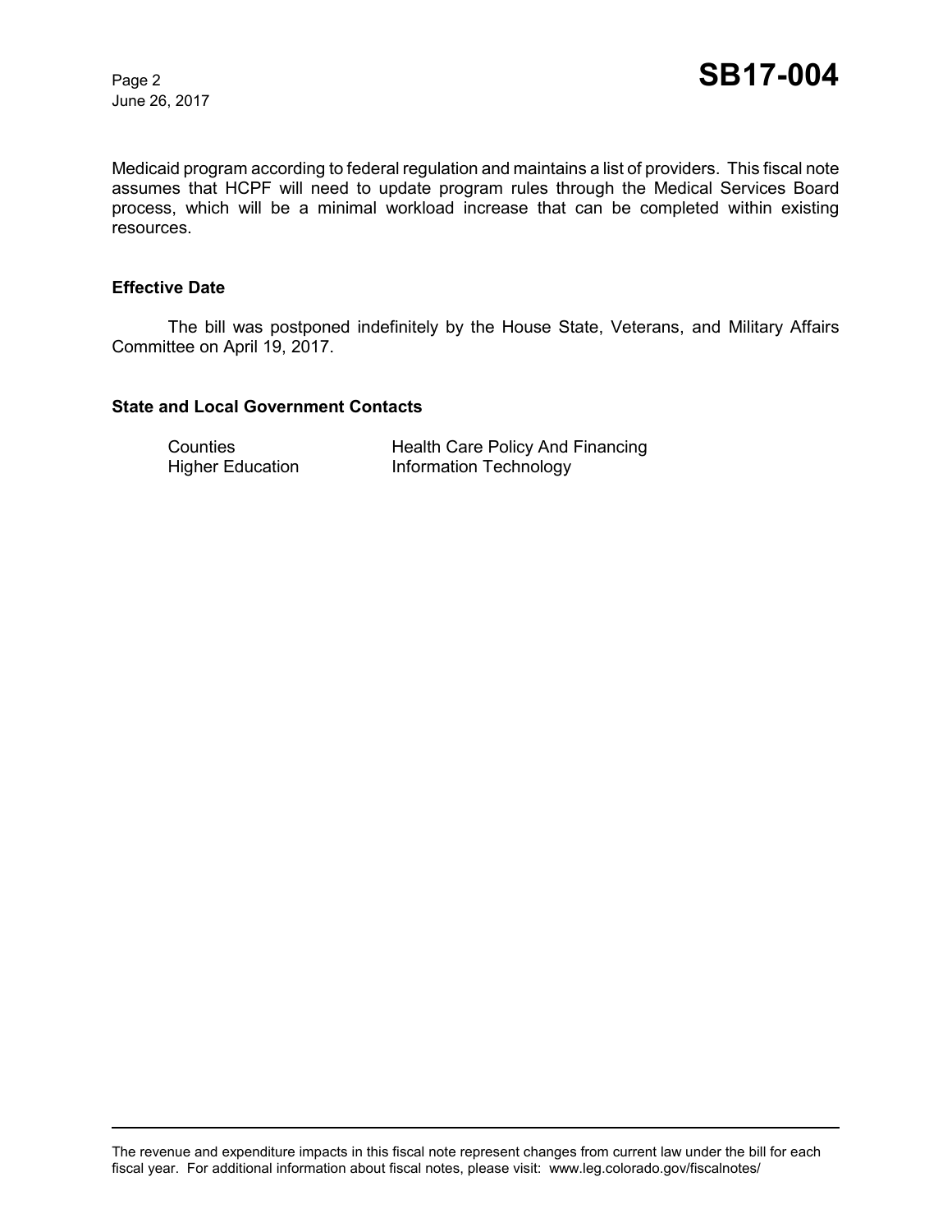Medicaid program according to federal regulation and maintains a list of providers. This fiscal note assumes that HCPF will need to update program rules through the Medical Services Board process, which will be a minimal workload increase that can be completed within existing resources.

### Effective Date

The bill was postponed indefinitely by the House State, Veterans, and Military Affairs Committee on April 19, 2017.

### State and Local Government Contacts

| | |
|---|---|
| Counties | Health Care Policy And Financing |
| Higher Education | Information Technology |

The revenue and expenditure impacts in this fiscal note represent changes from current law under the bill for each fiscal year. For additional information about fiscal notes, please visit: www.leg.colorado.gov/fiscalnotes/